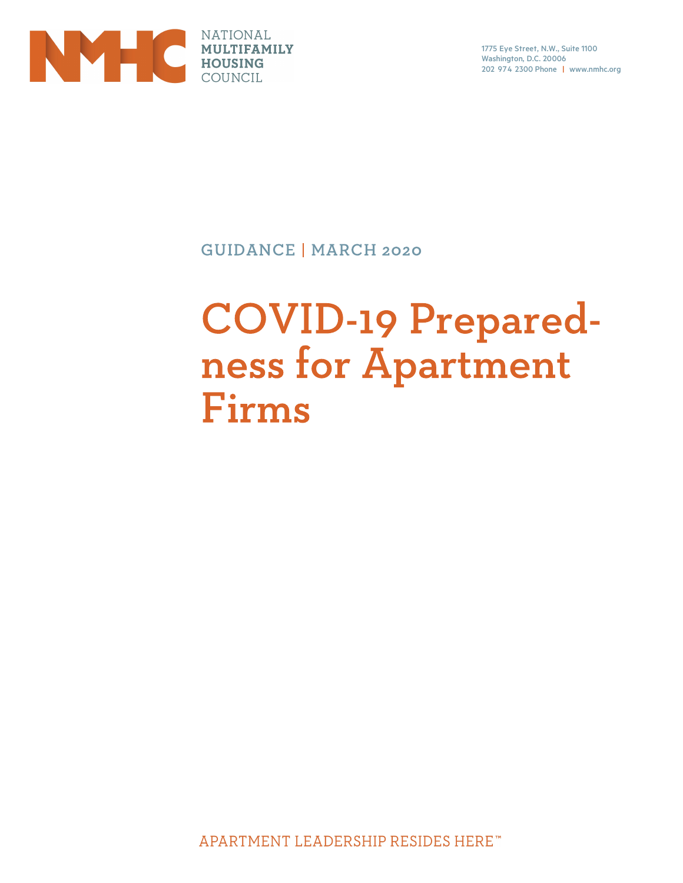NATIONAL
**MULTIFAMILY**
**HOUSING**
COUNCIL

1775 Eye Street, N.W., Suite 1100
Washington, D.C. 20006
202 974 2300 Phone | www.nmhc.org

GUIDANCE | MARCH 2020

# COVID-19 Preparedness for Apartment Firms

APARTMENT LEADERSHIP RESIDES HERE™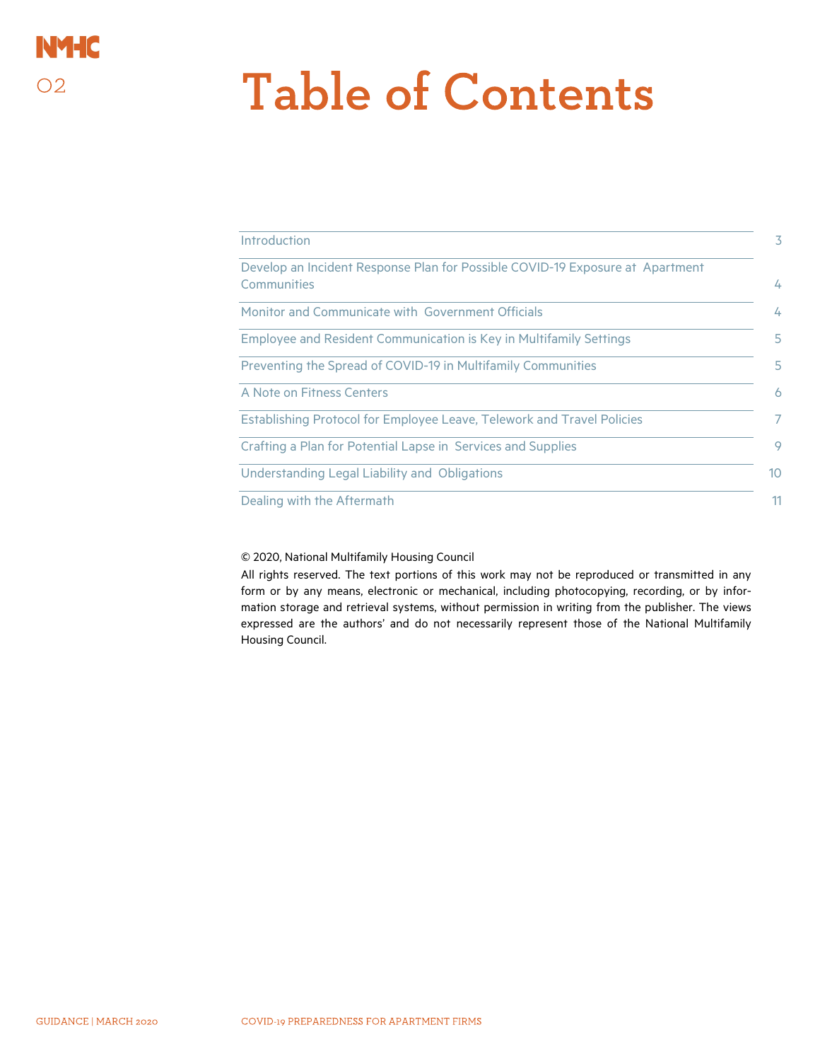# Table of Contents

| | |
|---|---|
| Introduction | 3 |
| Develop an Incident Response Plan for Possible COVID-19 Exposure at Apartment Communities | 4 |
| Monitor and Communicate with Government Officials | 4 |
| Employee and Resident Communication is Key in Multifamily Settings | 5 |
| Preventing the Spread of COVID-19 in Multifamily Communities | 5 |
| A Note on Fitness Centers | 6 |
| Establishing Protocol for Employee Leave, Telework and Travel Policies | 7 |
| Crafting a Plan for Potential Lapse in Services and Supplies | 9 |
| Understanding Legal Liability and Obligations | 10 |
| Dealing with the Aftermath | 11 |

© 2020, National Multifamily Housing Council

All rights reserved. The text portions of this work may not be reproduced or transmitted in any form or by any means, electronic or mechanical, including photocopying, recording, or by information storage and retrieval systems, without permission in writing from the publisher. The views expressed are the authors' and do not necessarily represent those of the National Multifamily Housing Council.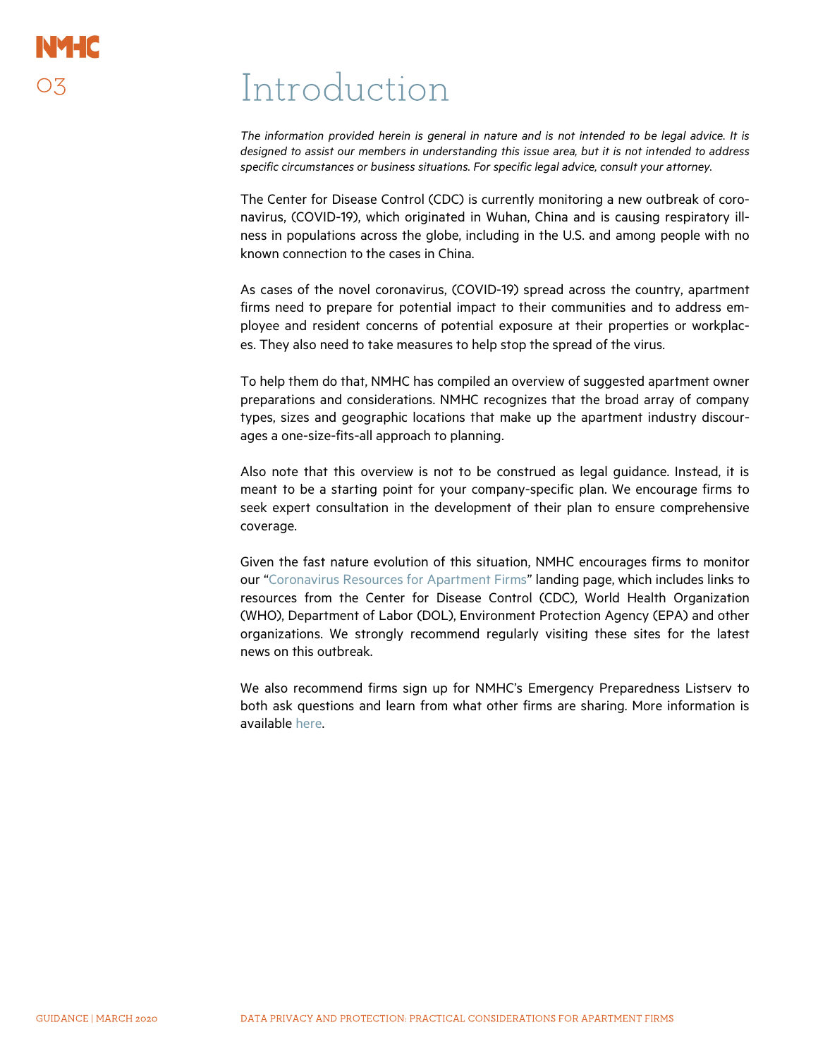# Introduction

*The information provided herein is general in nature and is not intended to be legal advice. It is designed to assist our members in understanding this issue area, but it is not intended to address specific circumstances or business situations. For specific legal advice, consult your attorney.*

The Center for Disease Control (CDC) is currently monitoring a new outbreak of coronavirus, (COVID-19), which originated in Wuhan, China and is causing respiratory illness in populations across the globe, including in the U.S. and among people with no known connection to the cases in China.

As cases of the novel coronavirus, (COVID-19) spread across the country, apartment firms need to prepare for potential impact to their communities and to address employee and resident concerns of potential exposure at their properties or workplaces. They also need to take measures to help stop the spread of the virus.

To help them do that, NMHC has compiled an overview of suggested apartment owner preparations and considerations. NMHC recognizes that the broad array of company types, sizes and geographic locations that make up the apartment industry discourages a one-size-fits-all approach to planning.

Also note that this overview is not to be construed as legal guidance. Instead, it is meant to be a starting point for your company-specific plan. We encourage firms to seek expert consultation in the development of their plan to ensure comprehensive coverage.

Given the fast nature evolution of this situation, NMHC encourages firms to monitor our "Coronavirus Resources for Apartment Firms" landing page, which includes links to resources from the Center for Disease Control (CDC), World Health Organization (WHO), Department of Labor (DOL), Environment Protection Agency (EPA) and other organizations. We strongly recommend regularly visiting these sites for the latest news on this outbreak.

We also recommend firms sign up for NMHC's Emergency Preparedness Listserv to both ask questions and learn from what other firms are sharing. More information is available here.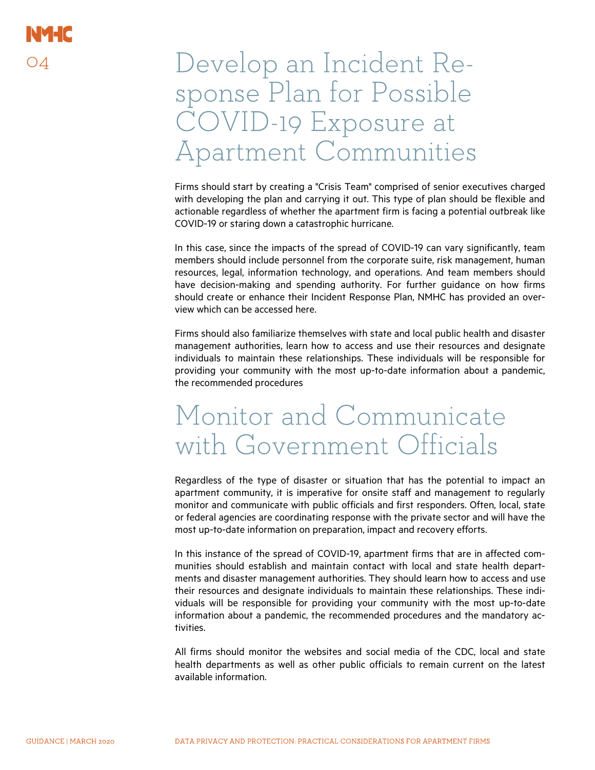# Develop an Incident Response Plan for Possible COVID-19 Exposure at Apartment Communities

Firms should start by creating a "Crisis Team" comprised of senior executives charged with developing the plan and carrying it out. This type of plan should be flexible and actionable regardless of whether the apartment firm is facing a potential outbreak like COVID-19 or staring down a catastrophic hurricane.

In this case, since the impacts of the spread of COVID-19 can vary significantly, team members should include personnel from the corporate suite, risk management, human resources, legal, information technology, and operations. And team members should have decision-making and spending authority. For further guidance on how firms should create or enhance their Incident Response Plan, NMHC has provided an overview which can be accessed here.

Firms should also familiarize themselves with state and local public health and disaster management authorities, learn how to access and use their resources and designate individuals to maintain these relationships. These individuals will be responsible for providing your community with the most up-to-date information about a pandemic, the recommended procedures

# Monitor and Communicate with Government Officials

Regardless of the type of disaster or situation that has the potential to impact an apartment community, it is imperative for onsite staff and management to regularly monitor and communicate with public officials and first responders. Often, local, state or federal agencies are coordinating response with the private sector and will have the most up-to-date information on preparation, impact and recovery efforts.

In this instance of the spread of COVID-19, apartment firms that are in affected communities should establish and maintain contact with local and state health departments and disaster management authorities. They should learn how to access and use their resources and designate individuals to maintain these relationships. These individuals will be responsible for providing your community with the most up-to-date information about a pandemic, the recommended procedures and the mandatory activities.

All firms should monitor the websites and social media of the CDC, local and state health departments as well as other public officials to remain current on the latest available information.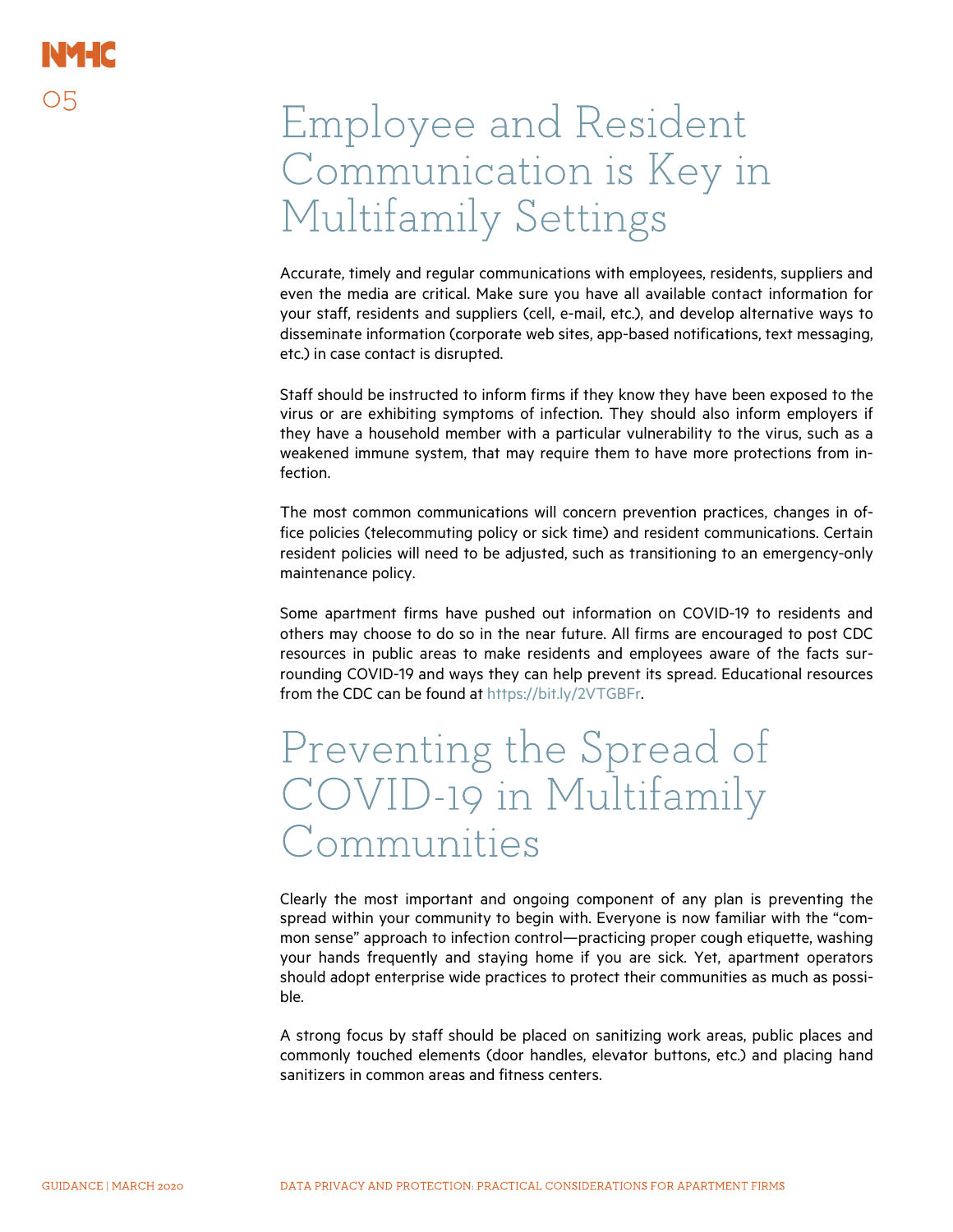# Employee and Resident Communication is Key in Multifamily Settings

Accurate, timely and regular communications with employees, residents, suppliers and even the media are critical. Make sure you have all available contact information for your staff, residents and suppliers (cell, e-mail, etc.), and develop alternative ways to disseminate information (corporate web sites, app-based notifications, text messaging, etc.) in case contact is disrupted.

Staff should be instructed to inform firms if they know they have been exposed to the virus or are exhibiting symptoms of infection. They should also inform employers if they have a household member with a particular vulnerability to the virus, such as a weakened immune system, that may require them to have more protections from infection.

The most common communications will concern prevention practices, changes in office policies (telecommuting policy or sick time) and resident communications. Certain resident policies will need to be adjusted, such as transitioning to an emergency-only maintenance policy.

Some apartment firms have pushed out information on COVID-19 to residents and others may choose to do so in the near future. All firms are encouraged to post CDC resources in public areas to make residents and employees aware of the facts surrounding COVID-19 and ways they can help prevent its spread. Educational resources from the CDC can be found at https://bit.ly/2VTGBFr.

# Preventing the Spread of COVID-19 in Multifamily Communities

Clearly the most important and ongoing component of any plan is preventing the spread within your community to begin with. Everyone is now familiar with the "common sense" approach to infection control—practicing proper cough etiquette, washing your hands frequently and staying home if you are sick. Yet, apartment operators should adopt enterprise wide practices to protect their communities as much as possible.

A strong focus by staff should be placed on sanitizing work areas, public places and commonly touched elements (door handles, elevator buttons, etc.) and placing hand sanitizers in common areas and fitness centers.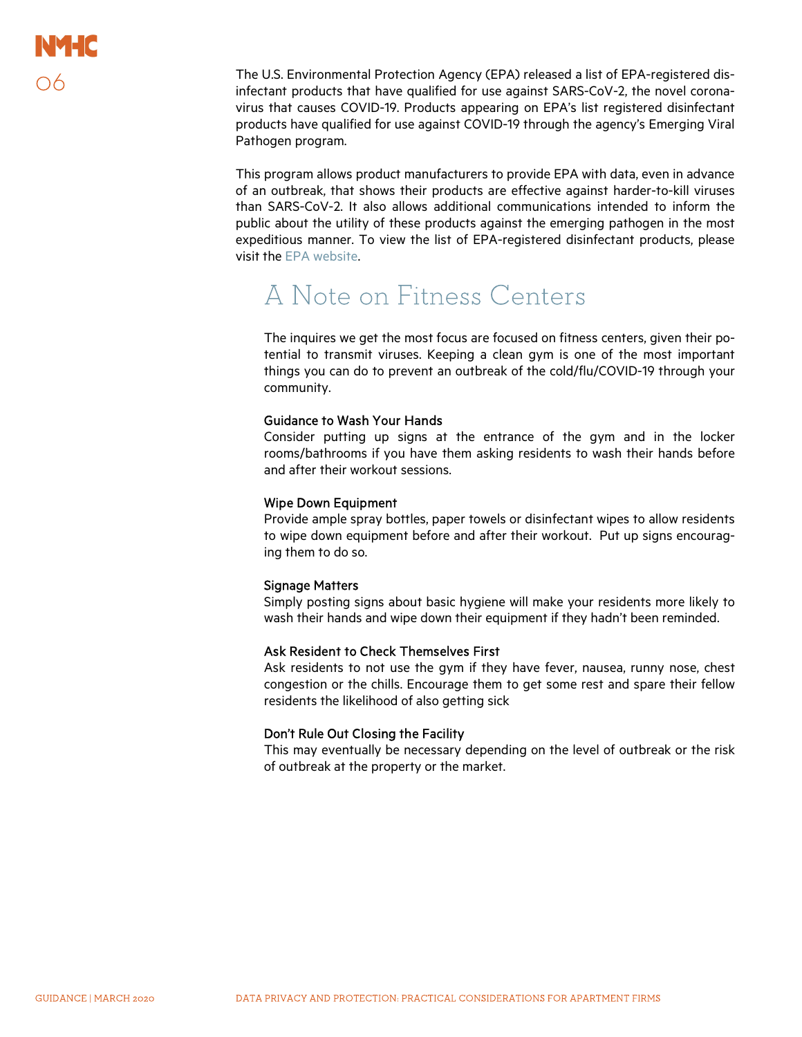The U.S. Environmental Protection Agency (EPA) released a list of EPA-registered disinfectant products that have qualified for use against SARS-CoV-2, the novel coronavirus that causes COVID-19. Products appearing on EPA's list registered disinfectant products have qualified for use against COVID-19 through the agency's Emerging Viral Pathogen program.

This program allows product manufacturers to provide EPA with data, even in advance of an outbreak, that shows their products are effective against harder-to-kill viruses than SARS-CoV-2. It also allows additional communications intended to inform the public about the utility of these products against the emerging pathogen in the most expeditious manner. To view the list of EPA-registered disinfectant products, please visit the EPA website.

## A Note on Fitness Centers

The inquires we get the most focus are focused on fitness centers, given their potential to transmit viruses. Keeping a clean gym is one of the most important things you can do to prevent an outbreak of the cold/flu/COVID-19 through your community.

**Guidance to Wash Your Hands**
Consider putting up signs at the entrance of the gym and in the locker rooms/bathrooms if you have them asking residents to wash their hands before and after their workout sessions.

**Wipe Down Equipment**
Provide ample spray bottles, paper towels or disinfectant wipes to allow residents to wipe down equipment before and after their workout. Put up signs encouraging them to do so.

**Signage Matters**
Simply posting signs about basic hygiene will make your residents more likely to wash their hands and wipe down their equipment if they hadn't been reminded.

**Ask Resident to Check Themselves First**
Ask residents to not use the gym if they have fever, nausea, runny nose, chest congestion or the chills. Encourage them to get some rest and spare their fellow residents the likelihood of also getting sick

**Don't Rule Out Closing the Facility**
This may eventually be necessary depending on the level of outbreak or the risk of outbreak at the property or the market.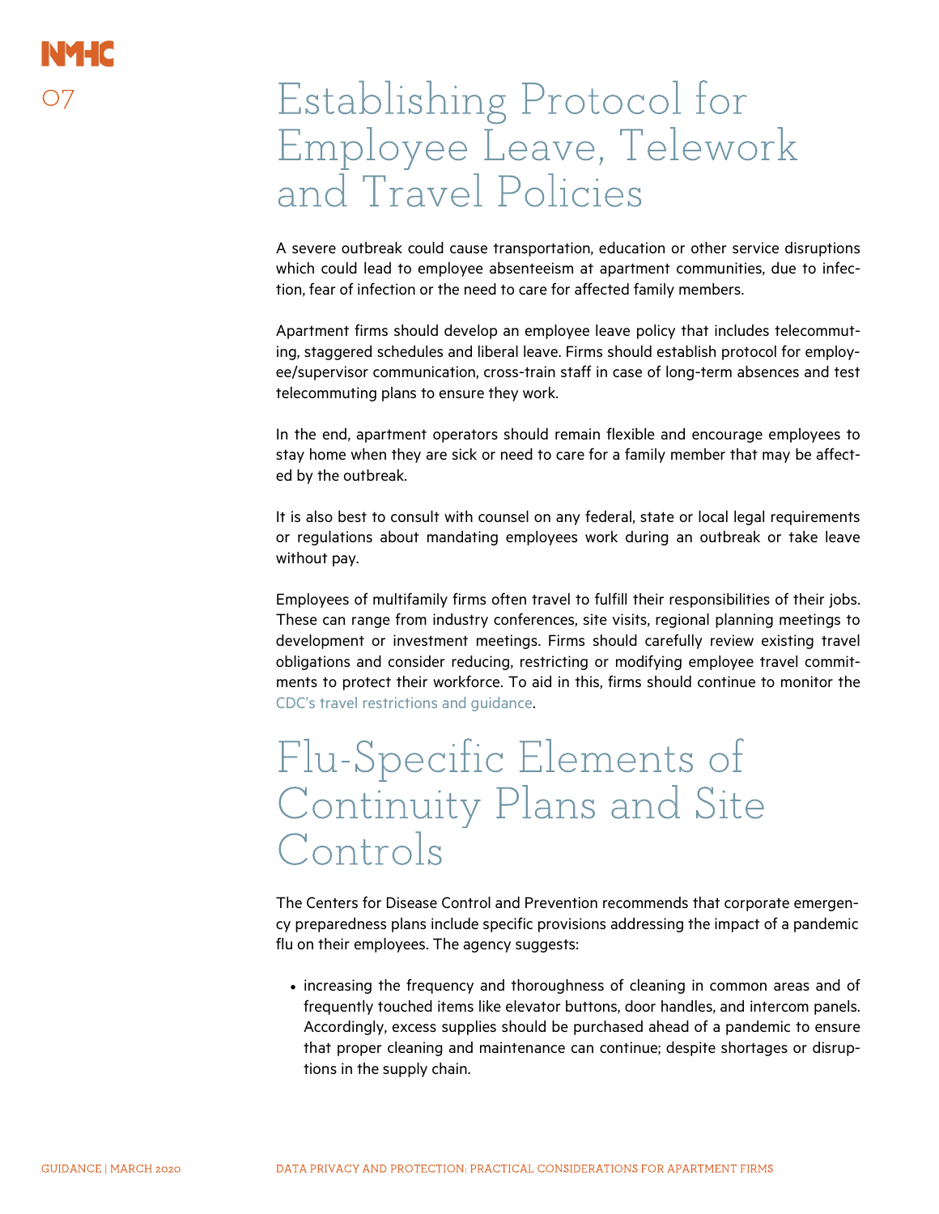# Establishing Protocol for Employee Leave, Telework and Travel Policies

A severe outbreak could cause transportation, education or other service disruptions which could lead to employee absenteeism at apartment communities, due to infection, fear of infection or the need to care for affected family members.

Apartment firms should develop an employee leave policy that includes telecommuting, staggered schedules and liberal leave. Firms should establish protocol for employee/supervisor communication, cross-train staff in case of long-term absences and test telecommuting plans to ensure they work.

In the end, apartment operators should remain flexible and encourage employees to stay home when they are sick or need to care for a family member that may be affected by the outbreak.

It is also best to consult with counsel on any federal, state or local legal requirements or regulations about mandating employees work during an outbreak or take leave without pay.

Employees of multifamily firms often travel to fulfill their responsibilities of their jobs. These can range from industry conferences, site visits, regional planning meetings to development or investment meetings. Firms should carefully review existing travel obligations and consider reducing, restricting or modifying employee travel commitments to protect their workforce. To aid in this, firms should continue to monitor the CDC's travel restrictions and guidance.

# Flu-Specific Elements of Continuity Plans and Site Controls

The Centers for Disease Control and Prevention recommends that corporate emergency preparedness plans include specific provisions addressing the impact of a pandemic flu on their employees. The agency suggests:

- increasing the frequency and thoroughness of cleaning in common areas and of frequently touched items like elevator buttons, door handles, and intercom panels. Accordingly, excess supplies should be purchased ahead of a pandemic to ensure that proper cleaning and maintenance can continue; despite shortages or disruptions in the supply chain.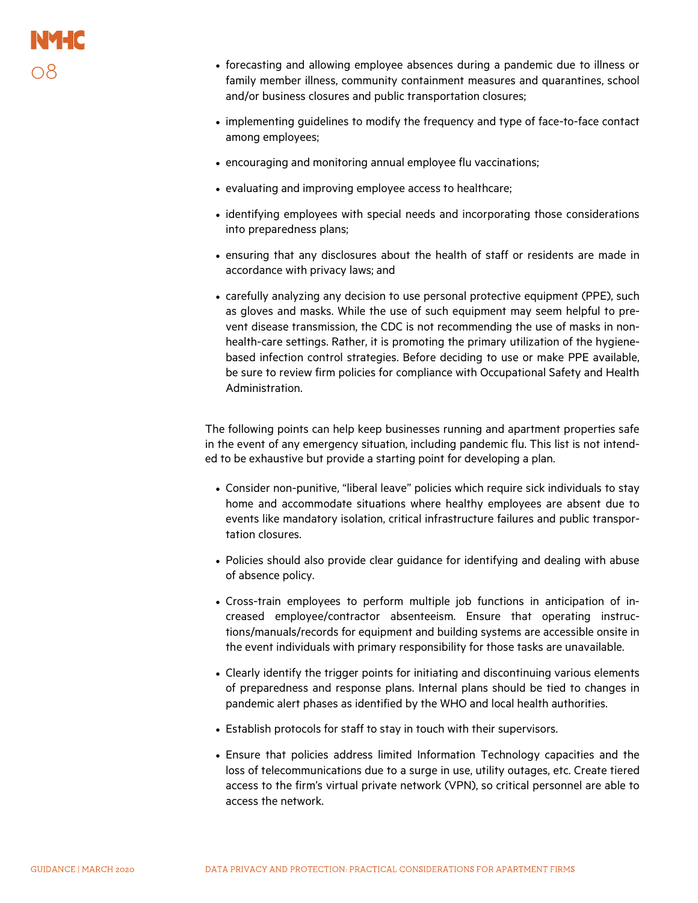- forecasting and allowing employee absences during a pandemic due to illness or family member illness, community containment measures and quarantines, school and/or business closures and public transportation closures;
- implementing guidelines to modify the frequency and type of face-to-face contact among employees;
- encouraging and monitoring annual employee flu vaccinations;
- evaluating and improving employee access to healthcare;
- identifying employees with special needs and incorporating those considerations into preparedness plans;
- ensuring that any disclosures about the health of staff or residents are made in accordance with privacy laws; and
- carefully analyzing any decision to use personal protective equipment (PPE), such as gloves and masks. While the use of such equipment may seem helpful to prevent disease transmission, the CDC is not recommending the use of masks in non-health-care settings. Rather, it is promoting the primary utilization of the hygiene-based infection control strategies. Before deciding to use or make PPE available, be sure to review firm policies for compliance with Occupational Safety and Health Administration.

The following points can help keep businesses running and apartment properties safe in the event of any emergency situation, including pandemic flu. This list is not intended to be exhaustive but provide a starting point for developing a plan.

- Consider non-punitive, "liberal leave" policies which require sick individuals to stay home and accommodate situations where healthy employees are absent due to events like mandatory isolation, critical infrastructure failures and public transportation closures.
- Policies should also provide clear guidance for identifying and dealing with abuse of absence policy.
- Cross-train employees to perform multiple job functions in anticipation of increased employee/contractor absenteeism. Ensure that operating instructions/manuals/records for equipment and building systems are accessible onsite in the event individuals with primary responsibility for those tasks are unavailable.
- Clearly identify the trigger points for initiating and discontinuing various elements of preparedness and response plans. Internal plans should be tied to changes in pandemic alert phases as identified by the WHO and local health authorities.
- Establish protocols for staff to stay in touch with their supervisors.
- Ensure that policies address limited Information Technology capacities and the loss of telecommunications due to a surge in use, utility outages, etc. Create tiered access to the firm's virtual private network (VPN), so critical personnel are able to access the network.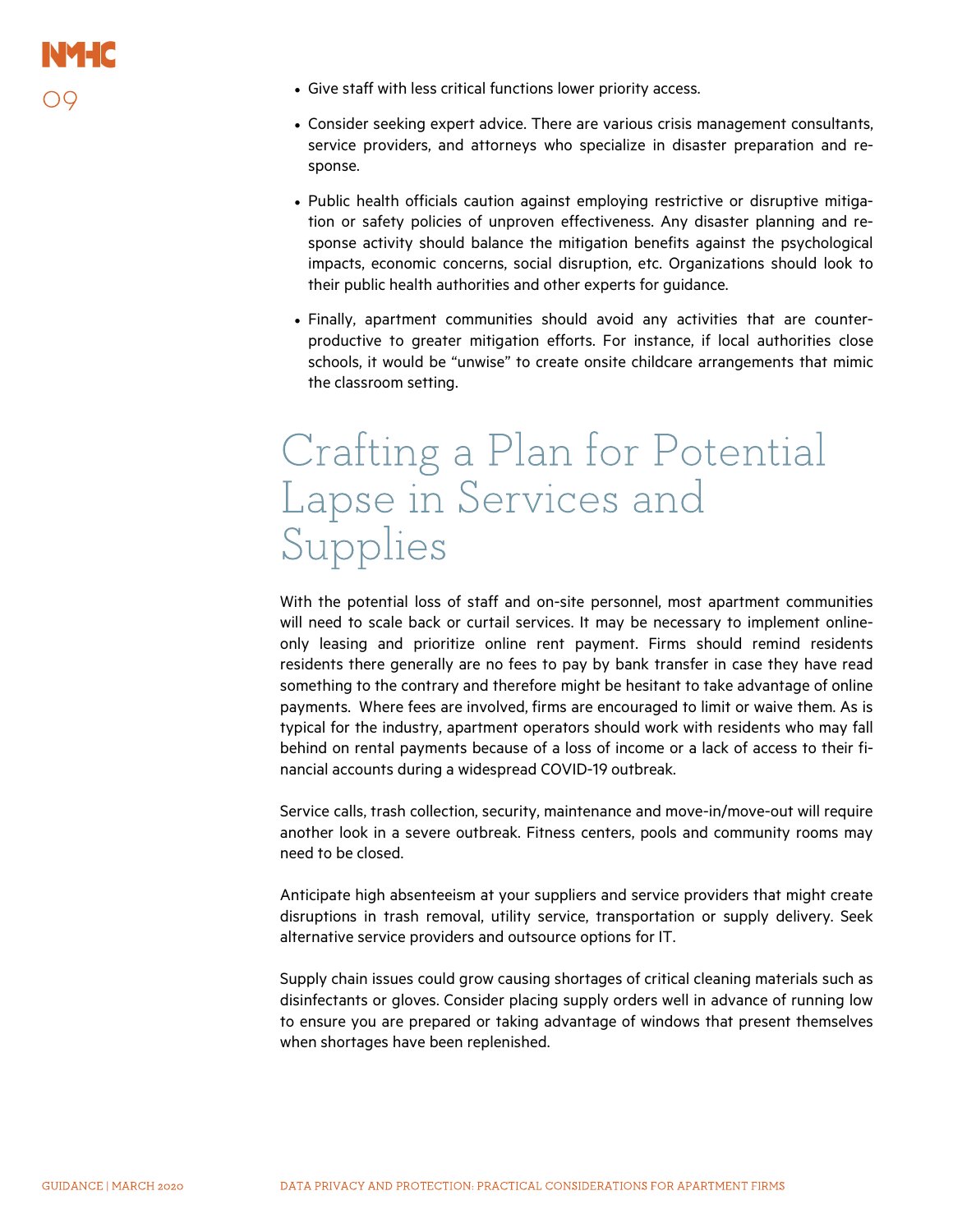- Give staff with less critical functions lower priority access.
- Consider seeking expert advice. There are various crisis management consultants, service providers, and attorneys who specialize in disaster preparation and response.
- Public health officials caution against employing restrictive or disruptive mitigation or safety policies of unproven effectiveness. Any disaster planning and response activity should balance the mitigation benefits against the psychological impacts, economic concerns, social disruption, etc. Organizations should look to their public health authorities and other experts for guidance.
- Finally, apartment communities should avoid any activities that are counterproductive to greater mitigation efforts. For instance, if local authorities close schools, it would be "unwise" to create onsite childcare arrangements that mimic the classroom setting.

# Crafting a Plan for Potential Lapse in Services and Supplies

With the potential loss of staff and on-site personnel, most apartment communities will need to scale back or curtail services. It may be necessary to implement online-only leasing and prioritize online rent payment. Firms should remind residents residents there generally are no fees to pay by bank transfer in case they have read something to the contrary and therefore might be hesitant to take advantage of online payments. Where fees are involved, firms are encouraged to limit or waive them. As is typical for the industry, apartment operators should work with residents who may fall behind on rental payments because of a loss of income or a lack of access to their financial accounts during a widespread COVID-19 outbreak.

Service calls, trash collection, security, maintenance and move-in/move-out will require another look in a severe outbreak. Fitness centers, pools and community rooms may need to be closed.

Anticipate high absenteeism at your suppliers and service providers that might create disruptions in trash removal, utility service, transportation or supply delivery. Seek alternative service providers and outsource options for IT.

Supply chain issues could grow causing shortages of critical cleaning materials such as disinfectants or gloves. Consider placing supply orders well in advance of running low to ensure you are prepared or taking advantage of windows that present themselves when shortages have been replenished.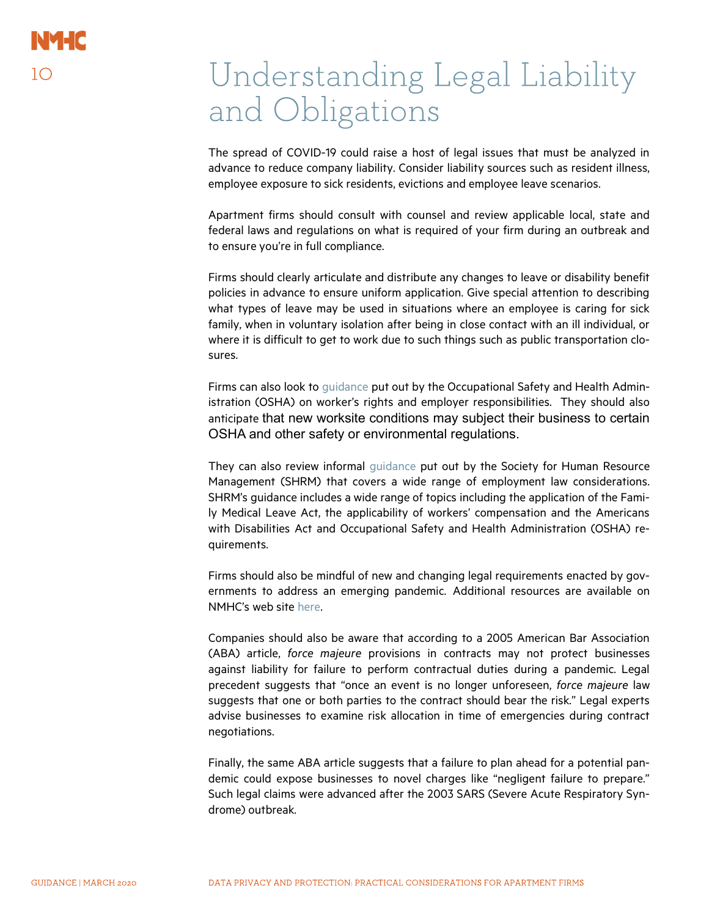# Understanding Legal Liability and Obligations

The spread of COVID-19 could raise a host of legal issues that must be analyzed in advance to reduce company liability. Consider liability sources such as resident illness, employee exposure to sick residents, evictions and employee leave scenarios.

Apartment firms should consult with counsel and review applicable local, state and federal laws and regulations on what is required of your firm during an outbreak and to ensure you're in full compliance.

Firms should clearly articulate and distribute any changes to leave or disability benefit policies in advance to ensure uniform application. Give special attention to describing what types of leave may be used in situations where an employee is caring for sick family, when in voluntary isolation after being in close contact with an ill individual, or where it is difficult to get to work due to such things such as public transportation closures.

Firms can also look to guidance put out by the Occupational Safety and Health Administration (OSHA) on worker's rights and employer responsibilities. They should also anticipate that new worksite conditions may subject their business to certain OSHA and other safety or environmental regulations.

They can also review informal guidance put out by the Society for Human Resource Management (SHRM) that covers a wide range of employment law considerations. SHRM's guidance includes a wide range of topics including the application of the Family Medical Leave Act, the applicability of workers' compensation and the Americans with Disabilities Act and Occupational Safety and Health Administration (OSHA) requirements.

Firms should also be mindful of new and changing legal requirements enacted by governments to address an emerging pandemic. Additional resources are available on NMHC's web site here.

Companies should also be aware that according to a 2005 American Bar Association (ABA) article, *force majeure* provisions in contracts may not protect businesses against liability for failure to perform contractual duties during a pandemic. Legal precedent suggests that "once an event is no longer unforeseen, *force majeure* law suggests that one or both parties to the contract should bear the risk." Legal experts advise businesses to examine risk allocation in time of emergencies during contract negotiations.

Finally, the same ABA article suggests that a failure to plan ahead for a potential pandemic could expose businesses to novel charges like "negligent failure to prepare." Such legal claims were advanced after the 2003 SARS (Severe Acute Respiratory Syndrome) outbreak.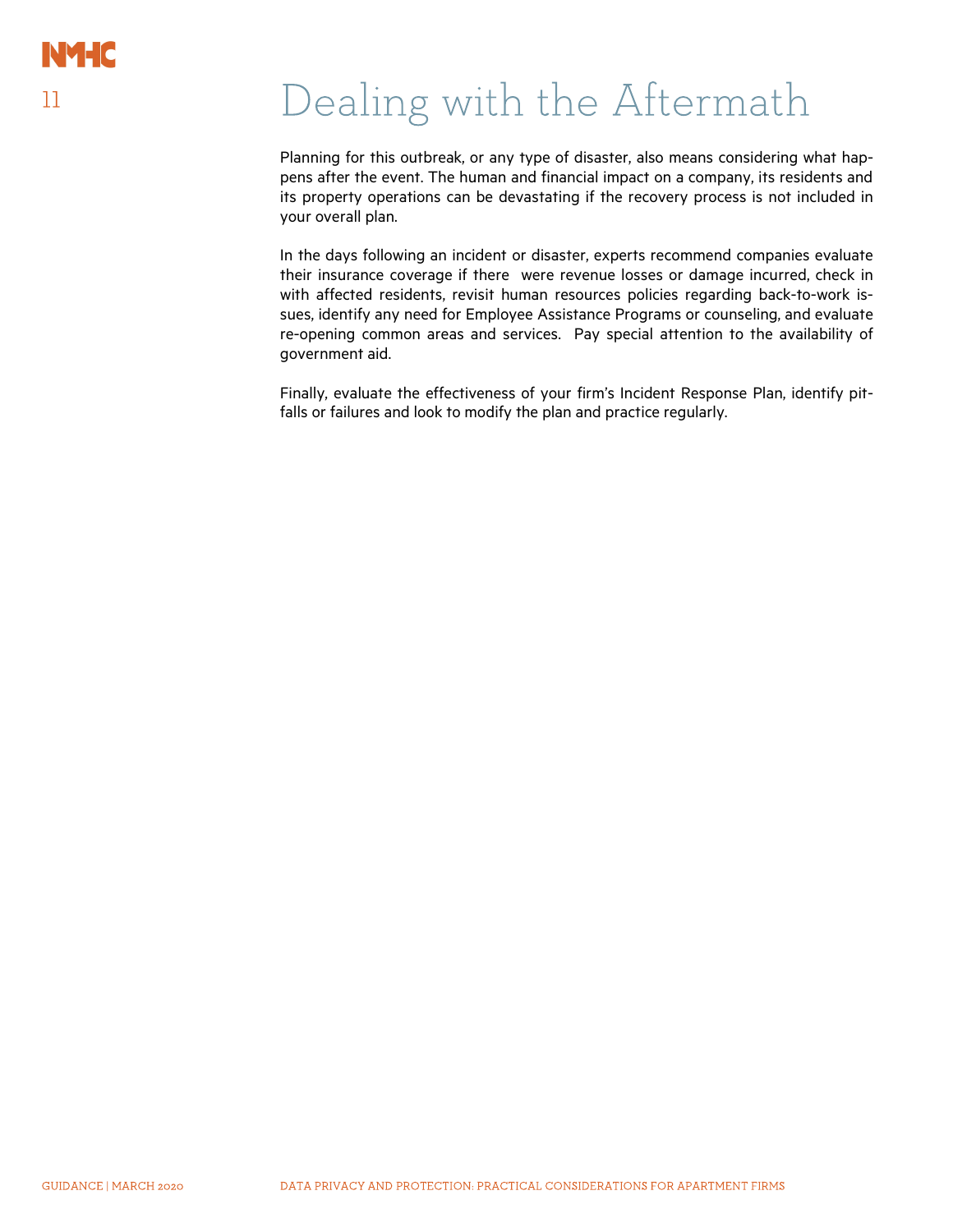# Dealing with the Aftermath

Planning for this outbreak, or any type of disaster, also means considering what happens after the event. The human and financial impact on a company, its residents and its property operations can be devastating if the recovery process is not included in your overall plan.

In the days following an incident or disaster, experts recommend companies evaluate their insurance coverage if there were revenue losses or damage incurred, check in with affected residents, revisit human resources policies regarding back-to-work issues, identify any need for Employee Assistance Programs or counseling, and evaluate re-opening common areas and services. Pay special attention to the availability of government aid.

Finally, evaluate the effectiveness of your firm's Incident Response Plan, identify pitfalls or failures and look to modify the plan and practice regularly.